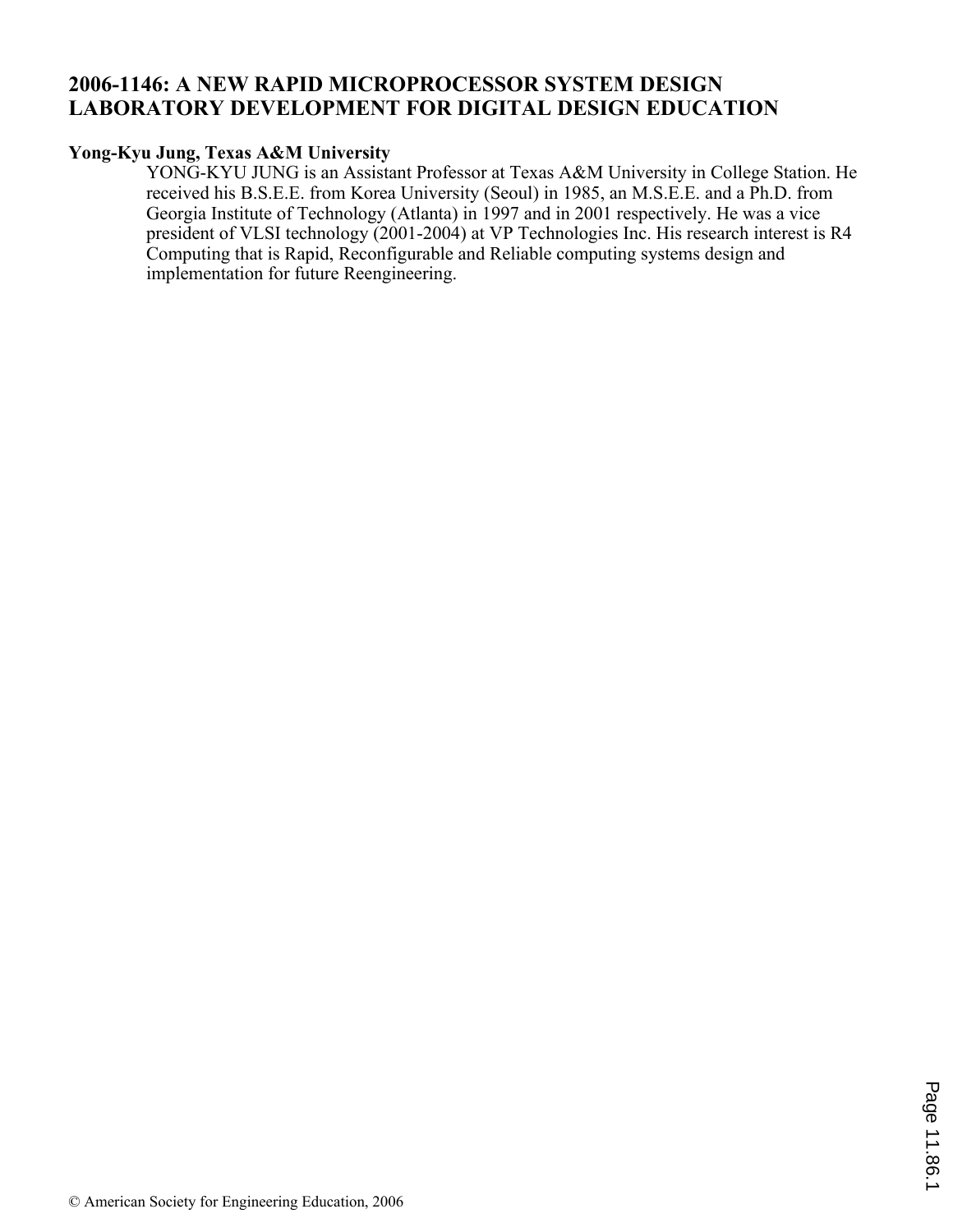# 2006-1146: A NEW RAPID MICROPROCESSOR SYSTEM DESIGN LABORATORY DEVELOPMENT FOR DIGITAL DESIGN EDUCATION

**Yong-Kyu Jung, Texas A&M University**

YONG-KYU JUNG is an Assistant Professor at Texas A&M University in College Station. He received his B.S.E.E. from Korea University (Seoul) in 1985, an M.S.E.E. and a Ph.D. from Georgia Institute of Technology (Atlanta) in 1997 and in 2001 respectively. He was a vice president of VLSI technology (2001-2004) at VP Technologies Inc. His research interest is R4 Computing that is Rapid, Reconfigurable and Reliable computing systems design and implementation for future Reengineering.

© American Society for Engineering Education, 2006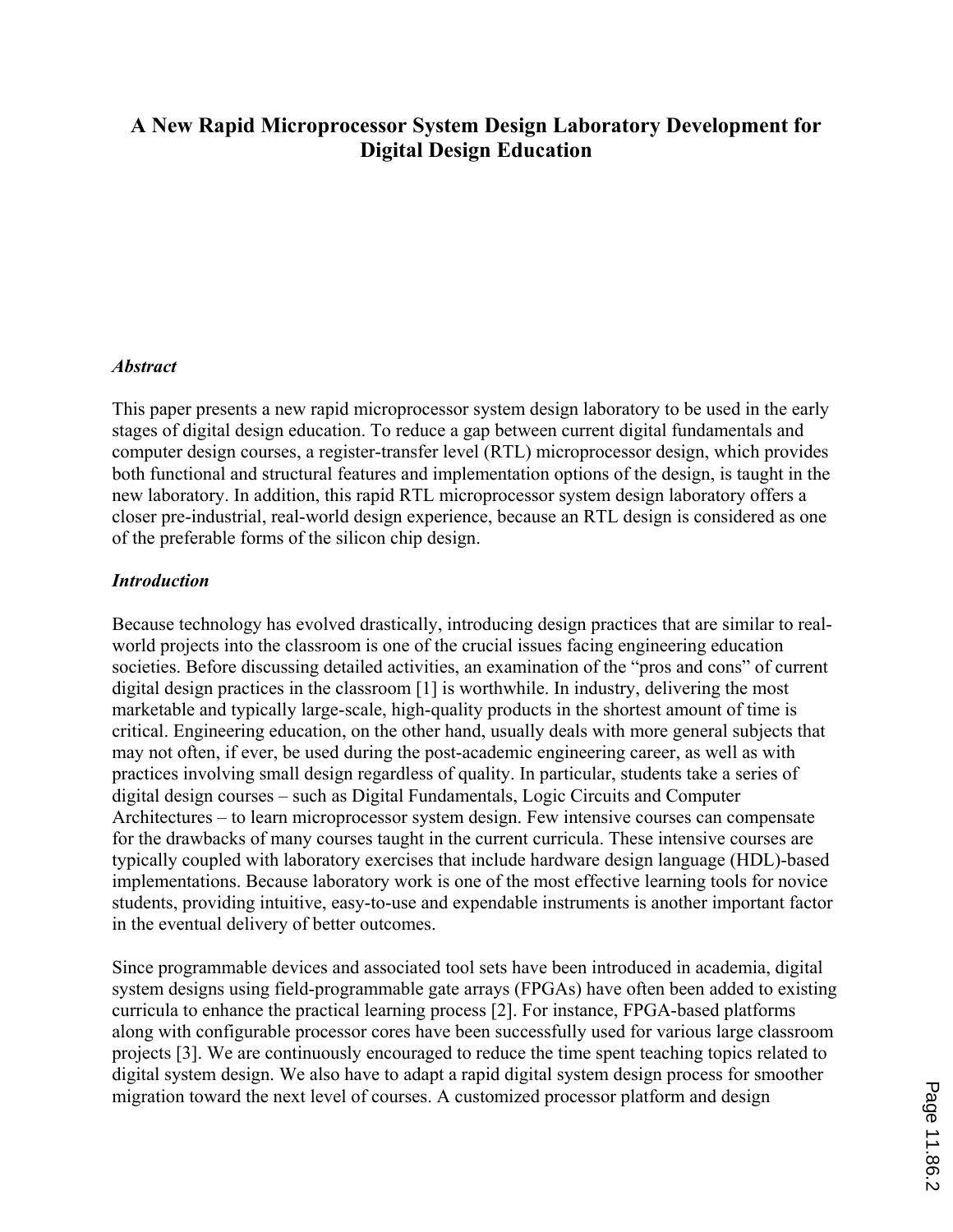# A New Rapid Microprocessor System Design Laboratory Development for Digital Design Education

### *Abstract*

This paper presents a new rapid microprocessor system design laboratory to be used in the early stages of digital design education. To reduce a gap between current digital fundamentals and computer design courses, a register-transfer level (RTL) microprocessor design, which provides both functional and structural features and implementation options of the design, is taught in the new laboratory. In addition, this rapid RTL microprocessor system design laboratory offers a closer pre-industrial, real-world design experience, because an RTL design is considered as one of the preferable forms of the silicon chip design.

### *Introduction*

Because technology has evolved drastically, introducing design practices that are similar to real-world projects into the classroom is one of the crucial issues facing engineering education societies. Before discussing detailed activities, an examination of the "pros and cons" of current digital design practices in the classroom [1] is worthwhile. In industry, delivering the most marketable and typically large-scale, high-quality products in the shortest amount of time is critical. Engineering education, on the other hand, usually deals with more general subjects that may not often, if ever, be used during the post-academic engineering career, as well as with practices involving small design regardless of quality. In particular, students take a series of digital design courses – such as Digital Fundamentals, Logic Circuits and Computer Architectures – to learn microprocessor system design. Few intensive courses can compensate for the drawbacks of many courses taught in the current curricula. These intensive courses are typically coupled with laboratory exercises that include hardware design language (HDL)-based implementations. Because laboratory work is one of the most effective learning tools for novice students, providing intuitive, easy-to-use and expendable instruments is another important factor in the eventual delivery of better outcomes.

Since programmable devices and associated tool sets have been introduced in academia, digital system designs using field-programmable gate arrays (FPGAs) have often been added to existing curricula to enhance the practical learning process [2]. For instance, FPGA-based platforms along with configurable processor cores have been successfully used for various large classroom projects [3]. We are continuously encouraged to reduce the time spent teaching topics related to digital system design. We also have to adapt a rapid digital system design process for smoother migration toward the next level of courses. A customized processor platform and design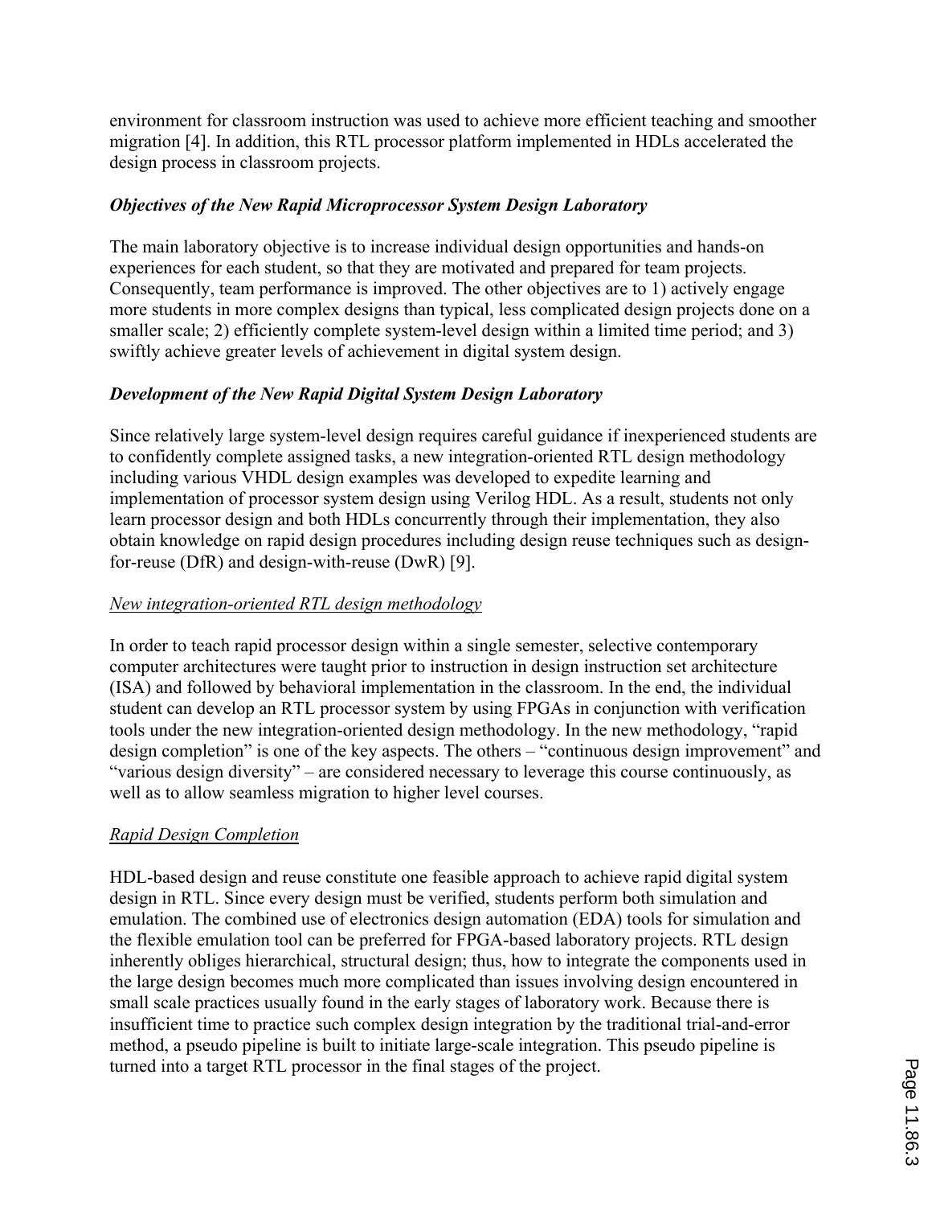environment for classroom instruction was used to achieve more efficient teaching and smoother migration [4]. In addition, this RTL processor platform implemented in HDLs accelerated the design process in classroom projects.

### *Objectives of the New Rapid Microprocessor System Design Laboratory*

The main laboratory objective is to increase individual design opportunities and hands-on experiences for each student, so that they are motivated and prepared for team projects. Consequently, team performance is improved. The other objectives are to 1) actively engage more students in more complex designs than typical, less complicated design projects done on a smaller scale; 2) efficiently complete system-level design within a limited time period; and 3) swiftly achieve greater levels of achievement in digital system design.

### *Development of the New Rapid Digital System Design Laboratory*

Since relatively large system-level design requires careful guidance if inexperienced students are to confidently complete assigned tasks, a new integration-oriented RTL design methodology including various VHDL design examples was developed to expedite learning and implementation of processor system design using Verilog HDL. As a result, students not only learn processor design and both HDLs concurrently through their implementation, they also obtain knowledge on rapid design procedures including design reuse techniques such as design-for-reuse (DfR) and design-with-reuse (DwR) [9].

#### <u>New integration-oriented RTL design methodology</u>

In order to teach rapid processor design within a single semester, selective contemporary computer architectures were taught prior to instruction in design instruction set architecture (ISA) and followed by behavioral implementation in the classroom. In the end, the individual student can develop an RTL processor system by using FPGAs in conjunction with verification tools under the new integration-oriented design methodology. In the new methodology, "rapid design completion" is one of the key aspects. The others – "continuous design improvement" and "various design diversity" – are considered necessary to leverage this course continuously, as well as to allow seamless migration to higher level courses.

#### <u>Rapid Design Completion</u>

HDL-based design and reuse constitute one feasible approach to achieve rapid digital system design in RTL. Since every design must be verified, students perform both simulation and emulation. The combined use of electronics design automation (EDA) tools for simulation and the flexible emulation tool can be preferred for FPGA-based laboratory projects. RTL design inherently obliges hierarchical, structural design; thus, how to integrate the components used in the large design becomes much more complicated than issues involving design encountered in small scale practices usually found in the early stages of laboratory work. Because there is insufficient time to practice such complex design integration by the traditional trial-and-error method, a pseudo pipeline is built to initiate large-scale integration. This pseudo pipeline is turned into a target RTL processor in the final stages of the project.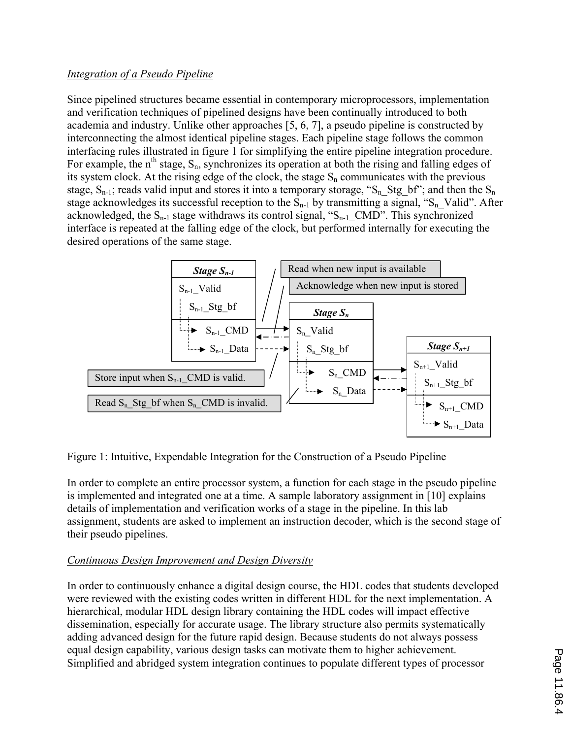*Integration of a Pseudo Pipeline*

Since pipelined structures became essential in contemporary microprocessors, implementation and verification techniques of pipelined designs have been continually introduced to both academia and industry. Unlike other approaches [5, 6, 7], a pseudo pipeline is constructed by interconnecting the almost identical pipeline stages. Each pipeline stage follows the common interfacing rules illustrated in figure 1 for simplifying the entire pipeline integration procedure. For example, the $n^{th}$ stage, $S_n$, synchronizes its operation at both the rising and falling edges of its system clock. At the rising edge of the clock, the stage $S_n$ communicates with the previous stage, $S_{n-1}$; reads valid input and stores it into a temporary storage, "$S_n$_Stg_bf"; and then the $S_n$ stage acknowledges its successful reception to the $S_{n-1}$ by transmitting a signal, "$S_n$_Valid". After acknowledged, the $S_{n-1}$ stage withdraws its control signal, "$S_{n-1}$_CMD". This synchronized interface is repeated at the falling edge of the clock, but performed internally for executing the desired operations of the same stage.

Figure 1: Intuitive, Expendable Integration for the Construction of a Pseudo Pipeline

In order to complete an entire processor system, a function for each stage in the pseudo pipeline is implemented and integrated one at a time. A sample laboratory assignment in [10] explains details of implementation and verification works of a stage in the pipeline. In this lab assignment, students are asked to implement an instruction decoder, which is the second stage of their pseudo pipelines.

*Continuous Design Improvement and Design Diversity*

In order to continuously enhance a digital design course, the HDL codes that students developed were reviewed with the existing codes written in different HDL for the next implementation. A hierarchical, modular HDL design library containing the HDL codes will impact effective dissemination, especially for accurate usage. The library structure also permits systematically adding advanced design for the future rapid design. Because students do not always possess equal design capability, various design tasks can motivate them to higher achievement. Simplified and abridged system integration continues to populate different types of processor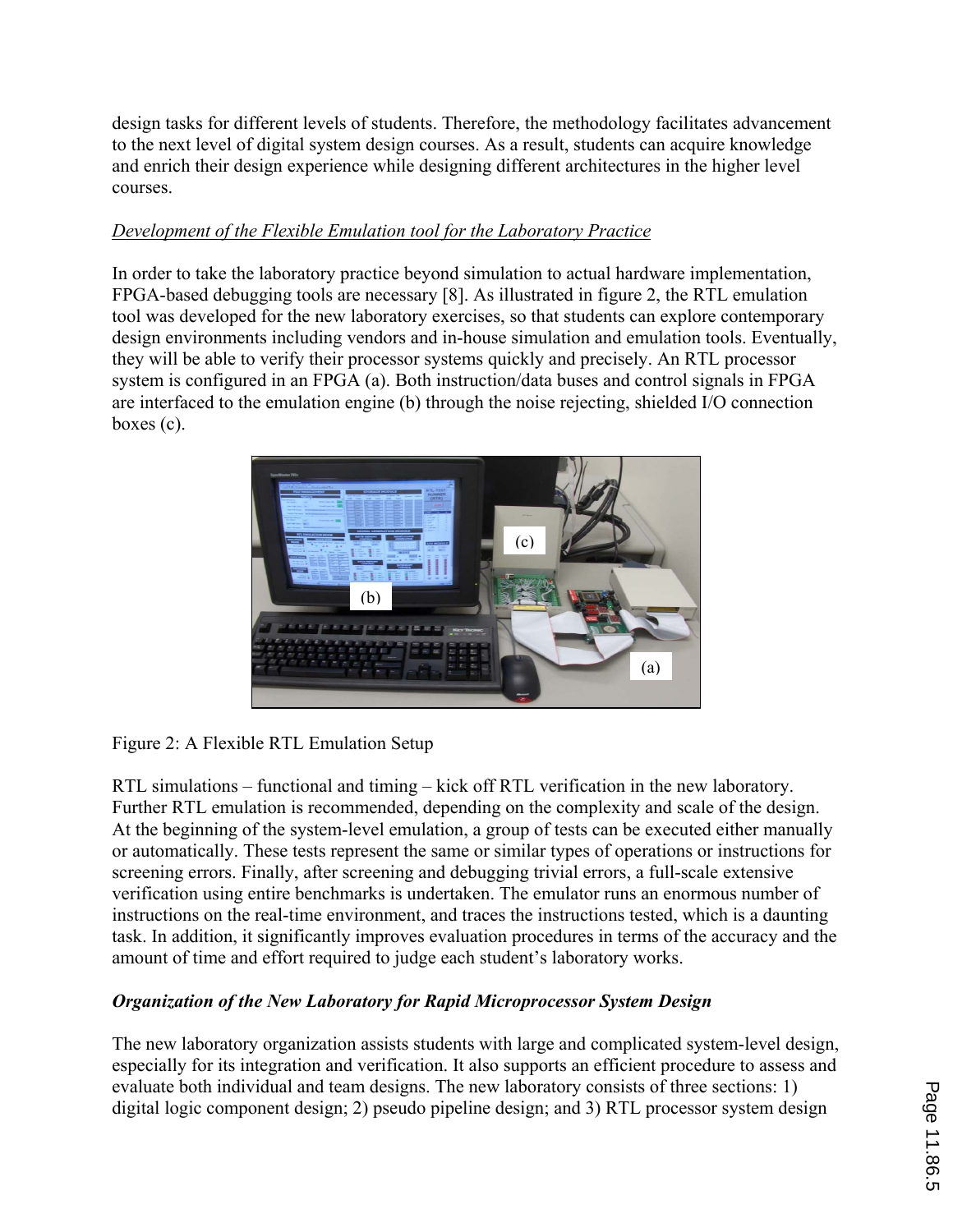design tasks for different levels of students. Therefore, the methodology facilitates advancement to the next level of digital system design courses. As a result, students can acquire knowledge and enrich their design experience while designing different architectures in the higher level courses.

*Development of the Flexible Emulation tool for the Laboratory Practice*

In order to take the laboratory practice beyond simulation to actual hardware implementation, FPGA-based debugging tools are necessary [8]. As illustrated in figure 2, the RTL emulation tool was developed for the new laboratory exercises, so that students can explore contemporary design environments including vendors and in-house simulation and emulation tools. Eventually, they will be able to verify their processor systems quickly and precisely. An RTL processor system is configured in an FPGA (a). Both instruction/data buses and control signals in FPGA are interfaced to the emulation engine (b) through the noise rejecting, shielded I/O connection boxes (c).

Figure 2: A Flexible RTL Emulation Setup

RTL simulations – functional and timing – kick off RTL verification in the new laboratory. Further RTL emulation is recommended, depending on the complexity and scale of the design. At the beginning of the system-level emulation, a group of tests can be executed either manually or automatically. These tests represent the same or similar types of operations or instructions for screening errors. Finally, after screening and debugging trivial errors, a full-scale extensive verification using entire benchmarks is undertaken. The emulator runs an enormous number of instructions on the real-time environment, and traces the instructions tested, which is a daunting task. In addition, it significantly improves evaluation procedures in terms of the accuracy and the amount of time and effort required to judge each student's laboratory works.

***Organization of the New Laboratory for Rapid Microprocessor System Design***

The new laboratory organization assists students with large and complicated system-level design, especially for its integration and verification. It also supports an efficient procedure to assess and evaluate both individual and team designs. The new laboratory consists of three sections: 1) digital logic component design; 2) pseudo pipeline design; and 3) RTL processor system design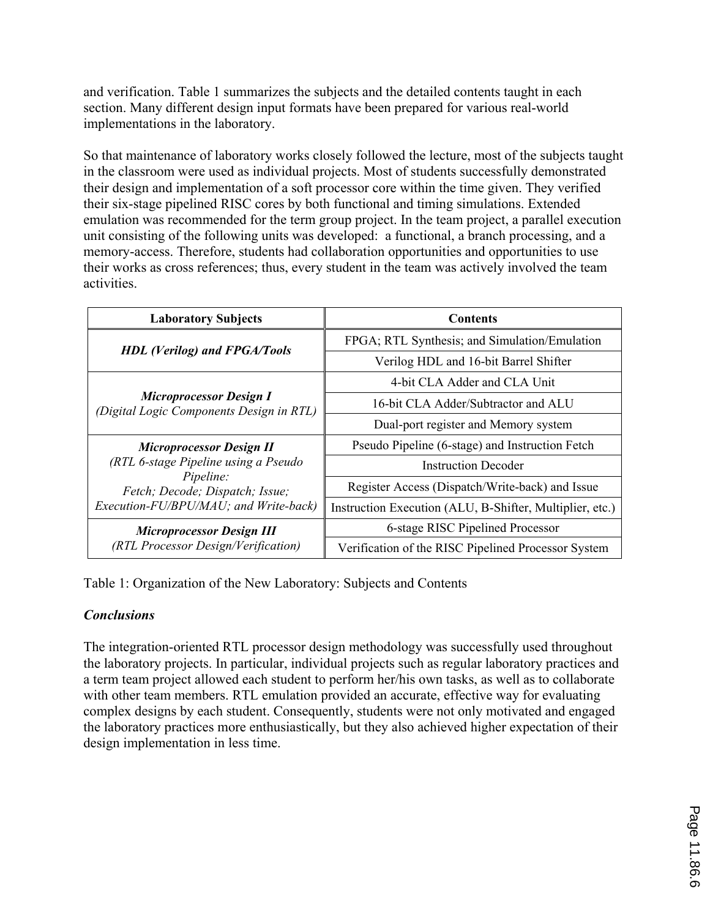and verification. Table 1 summarizes the subjects and the detailed contents taught in each section. Many different design input formats have been prepared for various real-world implementations in the laboratory.

So that maintenance of laboratory works closely followed the lecture, most of the subjects taught in the classroom were used as individual projects. Most of students successfully demonstrated their design and implementation of a soft processor core within the time given. They verified their six-stage pipelined RISC cores by both functional and timing simulations. Extended emulation was recommended for the term group project. In the team project, a parallel execution unit consisting of the following units was developed: a functional, a branch processing, and a memory-access. Therefore, students had collaboration opportunities and opportunities to use their works as cross references; thus, every student in the team was actively involved the team activities.

| Laboratory Subjects | Contents |
| --- | --- |
| ***HDL (Verilog) and FPGA/Tools*** | FPGA; RTL Synthesis; and Simulation/Emulation |
| | Verilog HDL and 16-bit Barrel Shifter |
| ***Microprocessor Design I*** *(Digital Logic Components Design in RTL)* | 4-bit CLA Adder and CLA Unit |
| | 16-bit CLA Adder/Subtractor and ALU |
| | Dual-port register and Memory system |
| ***Microprocessor Design II*** *(RTL 6-stage Pipeline using a Pseudo Pipeline: Fetch; Decode; Dispatch; Issue; Execution-FU/BPU/MAU; and Write-back)* | Pseudo Pipeline (6-stage) and Instruction Fetch |
| | Instruction Decoder |
| | Register Access (Dispatch/Write-back) and Issue |
| | Instruction Execution (ALU, B-Shifter, Multiplier, etc.) |
| ***Microprocessor Design III*** *(RTL Processor Design/Verification)* | 6-stage RISC Pipelined Processor |
| | Verification of the RISC Pipelined Processor System |

Table 1: Organization of the New Laboratory: Subjects and Contents

### *Conclusions*

The integration-oriented RTL processor design methodology was successfully used throughout the laboratory projects. In particular, individual projects such as regular laboratory practices and a term team project allowed each student to perform her/his own tasks, as well as to collaborate with other team members. RTL emulation provided an accurate, effective way for evaluating complex designs by each student. Consequently, students were not only motivated and engaged the laboratory practices more enthusiastically, but they also achieved higher expectation of their design implementation in less time.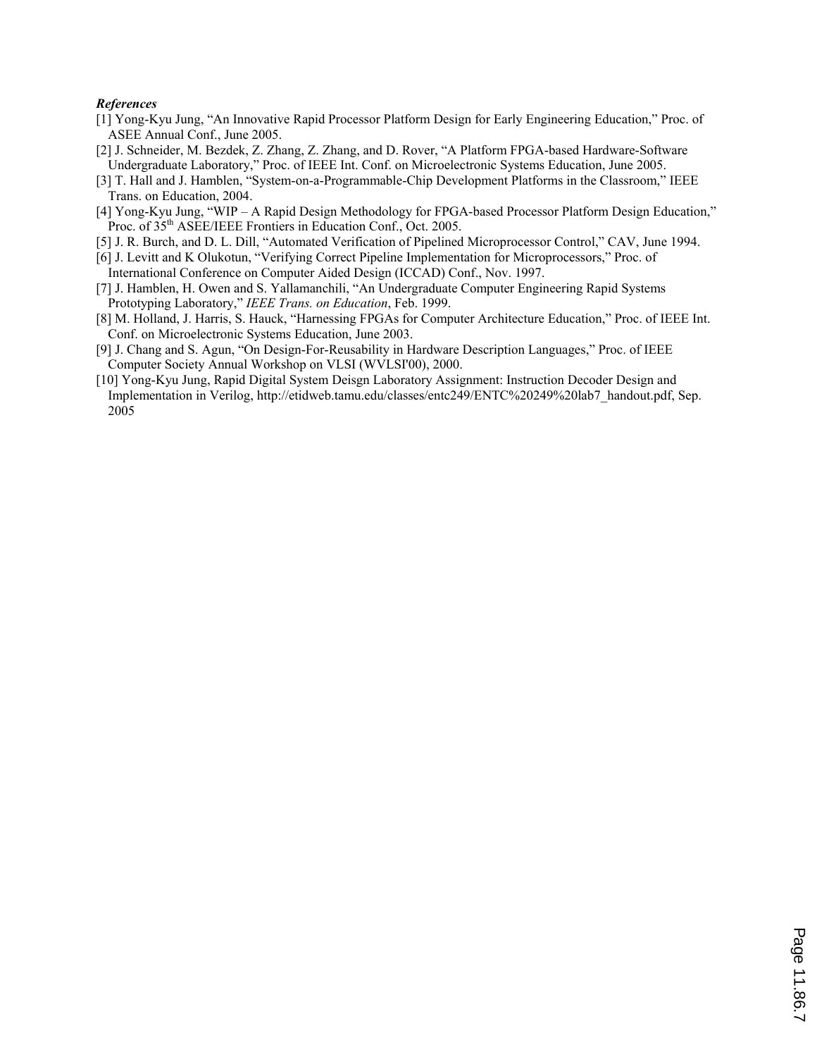***References***

[1] Yong-Kyu Jung, "An Innovative Rapid Processor Platform Design for Early Engineering Education," Proc. of ASEE Annual Conf., June 2005.

[2] J. Schneider, M. Bezdek, Z. Zhang, Z. Zhang, and D. Rover, "A Platform FPGA-based Hardware-Software Undergraduate Laboratory," Proc. of IEEE Int. Conf. on Microelectronic Systems Education, June 2005.

[3] T. Hall and J. Hamblen, "System-on-a-Programmable-Chip Development Platforms in the Classroom," IEEE Trans. on Education, 2004.

[4] Yong-Kyu Jung, "WIP – A Rapid Design Methodology for FPGA-based Processor Platform Design Education," Proc. of 35th ASEE/IEEE Frontiers in Education Conf., Oct. 2005.

[5] J. R. Burch, and D. L. Dill, "Automated Verification of Pipelined Microprocessor Control," CAV, June 1994.

[6] J. Levitt and K Olukotun, "Verifying Correct Pipeline Implementation for Microprocessors," Proc. of International Conference on Computer Aided Design (ICCAD) Conf., Nov. 1997.

[7] J. Hamblen, H. Owen and S. Yallamanchili, "An Undergraduate Computer Engineering Rapid Systems Prototyping Laboratory," *IEEE Trans. on Education*, Feb. 1999.

[8] M. Holland, J. Harris, S. Hauck, "Harnessing FPGAs for Computer Architecture Education," Proc. of IEEE Int. Conf. on Microelectronic Systems Education, June 2003.

[9] J. Chang and S. Agun, "On Design-For-Reusability in Hardware Description Languages," Proc. of IEEE Computer Society Annual Workshop on VLSI (WVLSI'00), 2000.

[10] Yong-Kyu Jung, Rapid Digital System Deisgn Laboratory Assignment: Instruction Decoder Design and Implementation in Verilog, http://etidweb.tamu.edu/classes/entc249/ENTC%20249%20lab7_handout.pdf, Sep. 2005